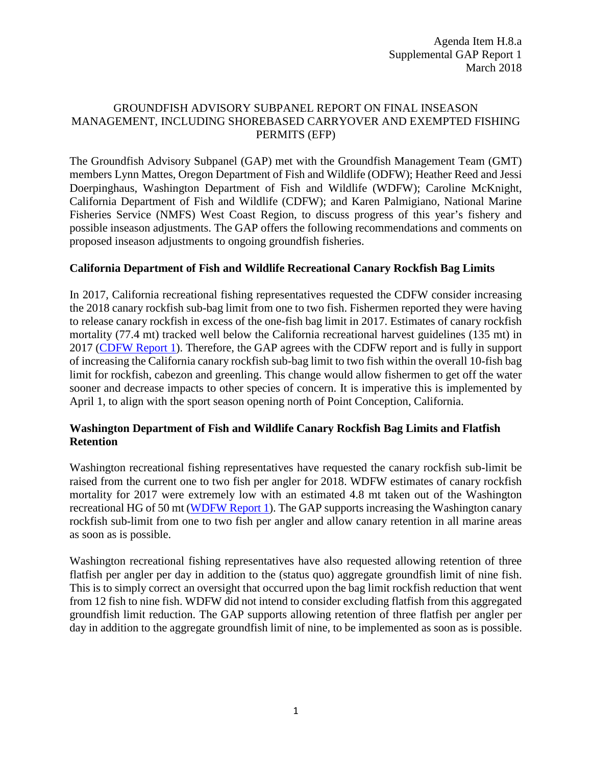Agenda Item H.8.a
Supplemental GAP Report 1
March 2018

# GROUNDFISH ADVISORY SUBPANEL REPORT ON FINAL INSEASON MANAGEMENT, INCLUDING SHOREBASED CARRYOVER AND EXEMPTED FISHING PERMITS (EFP)

The Groundfish Advisory Subpanel (GAP) met with the Groundfish Management Team (GMT) members Lynn Mattes, Oregon Department of Fish and Wildlife (ODFW); Heather Reed and Jessi Doerpinghaus, Washington Department of Fish and Wildlife (WDFW); Caroline McKnight, California Department of Fish and Wildlife (CDFW); and Karen Palmigiano, National Marine Fisheries Service (NMFS) West Coast Region, to discuss progress of this year's fishery and possible inseason adjustments. The GAP offers the following recommendations and comments on proposed inseason adjustments to ongoing groundfish fisheries.

## California Department of Fish and Wildlife Recreational Canary Rockfish Bag Limits

In 2017, California recreational fishing representatives requested the CDFW consider increasing the 2018 canary rockfish sub-bag limit from one to two fish. Fishermen reported they were having to release canary rockfish in excess of the one-fish bag limit in 2017. Estimates of canary rockfish mortality (77.4 mt) tracked well below the California recreational harvest guidelines (135 mt) in 2017 (CDFW Report 1). Therefore, the GAP agrees with the CDFW report and is fully in support of increasing the California canary rockfish sub-bag limit to two fish within the overall 10-fish bag limit for rockfish, cabezon and greenling. This change would allow fishermen to get off the water sooner and decrease impacts to other species of concern. It is imperative this is implemented by April 1, to align with the sport season opening north of Point Conception, California.

## Washington Department of Fish and Wildlife Canary Rockfish Bag Limits and Flatfish Retention

Washington recreational fishing representatives have requested the canary rockfish sub-limit be raised from the current one to two fish per angler for 2018. WDFW estimates of canary rockfish mortality for 2017 were extremely low with an estimated 4.8 mt taken out of the Washington recreational HG of 50 mt (WDFW Report 1). The GAP supports increasing the Washington canary rockfish sub-limit from one to two fish per angler and allow canary retention in all marine areas as soon as is possible.

Washington recreational fishing representatives have also requested allowing retention of three flatfish per angler per day in addition to the (status quo) aggregate groundfish limit of nine fish. This is to simply correct an oversight that occurred upon the bag limit rockfish reduction that went from 12 fish to nine fish. WDFW did not intend to consider excluding flatfish from this aggregated groundfish limit reduction. The GAP supports allowing retention of three flatfish per angler per day in addition to the aggregate groundfish limit of nine, to be implemented as soon as is possible.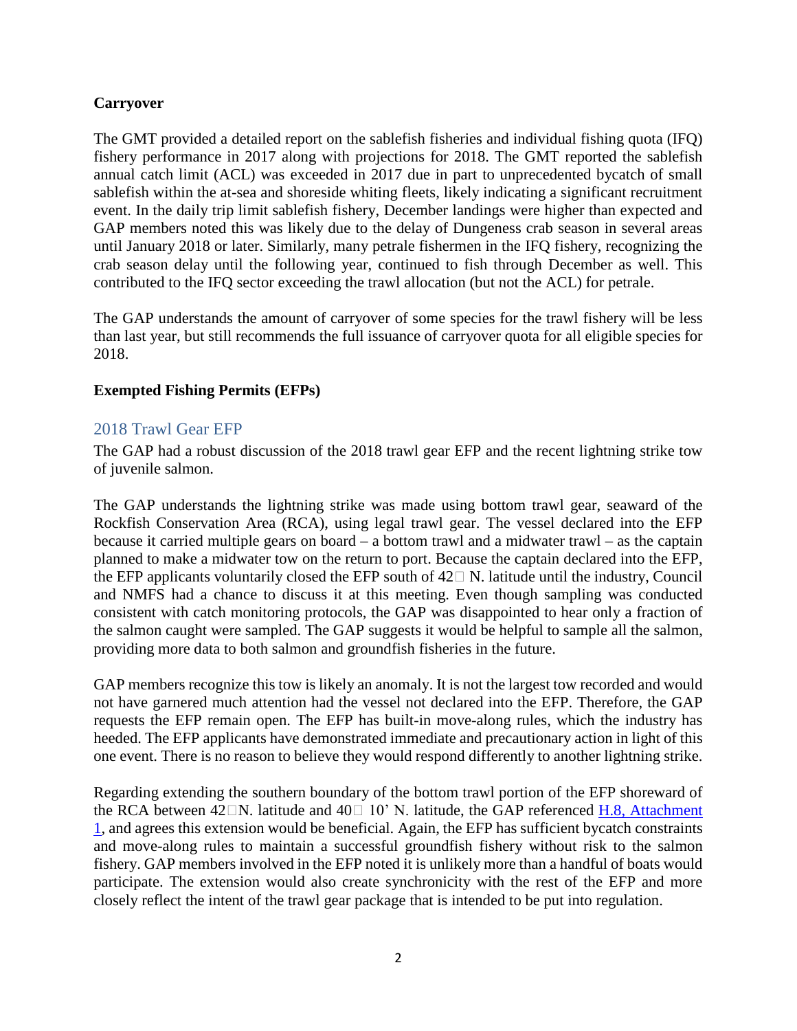**Carryover**

The GMT provided a detailed report on the sablefish fisheries and individual fishing quota (IFQ) fishery performance in 2017 along with projections for 2018. The GMT reported the sablefish annual catch limit (ACL) was exceeded in 2017 due in part to unprecedented bycatch of small sablefish within the at-sea and shoreside whiting fleets, likely indicating a significant recruitment event. In the daily trip limit sablefish fishery, December landings were higher than expected and GAP members noted this was likely due to the delay of Dungeness crab season in several areas until January 2018 or later. Similarly, many petrale fishermen in the IFQ fishery, recognizing the crab season delay until the following year, continued to fish through December as well. This contributed to the IFQ sector exceeding the trawl allocation (but not the ACL) for petrale.

The GAP understands the amount of carryover of some species for the trawl fishery will be less than last year, but still recommends the full issuance of carryover quota for all eligible species for 2018.

**Exempted Fishing Permits (EFPs)**

## 2018 Trawl Gear EFP

The GAP had a robust discussion of the 2018 trawl gear EFP and the recent lightning strike tow of juvenile salmon.

The GAP understands the lightning strike was made using bottom trawl gear, seaward of the Rockfish Conservation Area (RCA), using legal trawl gear. The vessel declared into the EFP because it carried multiple gears on board – a bottom trawl and a midwater trawl – as the captain planned to make a midwater tow on the return to port. Because the captain declared into the EFP, the EFP applicants voluntarily closed the EFP south of 42° N. latitude until the industry, Council and NMFS had a chance to discuss it at this meeting. Even though sampling was conducted consistent with catch monitoring protocols, the GAP was disappointed to hear only a fraction of the salmon caught were sampled. The GAP suggests it would be helpful to sample all the salmon, providing more data to both salmon and groundfish fisheries in the future.

GAP members recognize this tow is likely an anomaly. It is not the largest tow recorded and would not have garnered much attention had the vessel not declared into the EFP. Therefore, the GAP requests the EFP remain open. The EFP has built-in move-along rules, which the industry has heeded. The EFP applicants have demonstrated immediate and precautionary action in light of this one event. There is no reason to believe they would respond differently to another lightning strike.

Regarding extending the southern boundary of the bottom trawl portion of the EFP shoreward of the RCA between 42°N. latitude and 40° 10' N. latitude, the GAP referenced H.8, Attachment 1, and agrees this extension would be beneficial. Again, the EFP has sufficient bycatch constraints and move-along rules to maintain a successful groundfish fishery without risk to the salmon fishery. GAP members involved in the EFP noted it is unlikely more than a handful of boats would participate. The extension would also create synchronicity with the rest of the EFP and more closely reflect the intent of the trawl gear package that is intended to be put into regulation.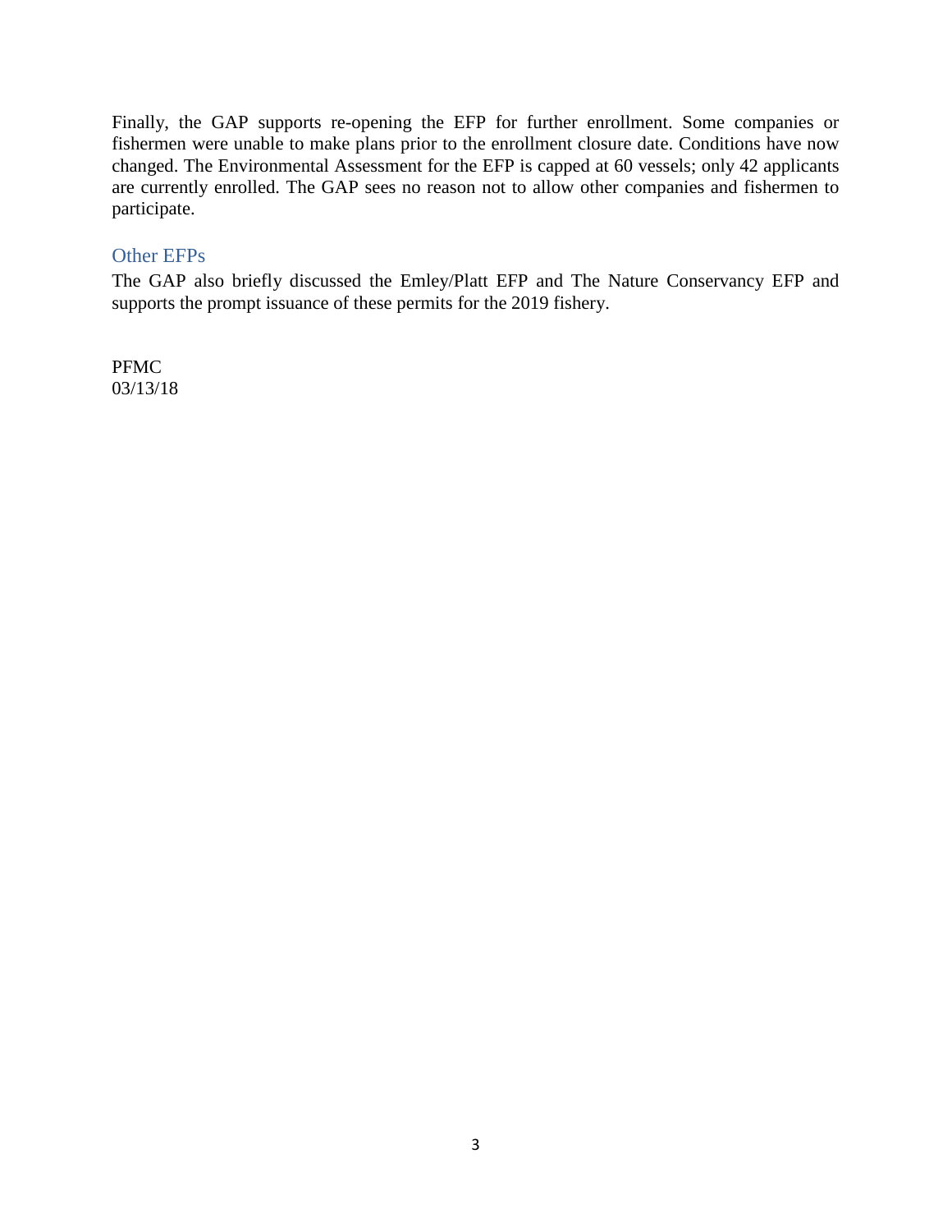Finally, the GAP supports re-opening the EFP for further enrollment. Some companies or fishermen were unable to make plans prior to the enrollment closure date. Conditions have now changed. The Environmental Assessment for the EFP is capped at 60 vessels; only 42 applicants are currently enrolled. The GAP sees no reason not to allow other companies and fishermen to participate.

## Other EFPs

The GAP also briefly discussed the Emley/Platt EFP and The Nature Conservancy EFP and supports the prompt issuance of these permits for the 2019 fishery.

PFMC
03/13/18